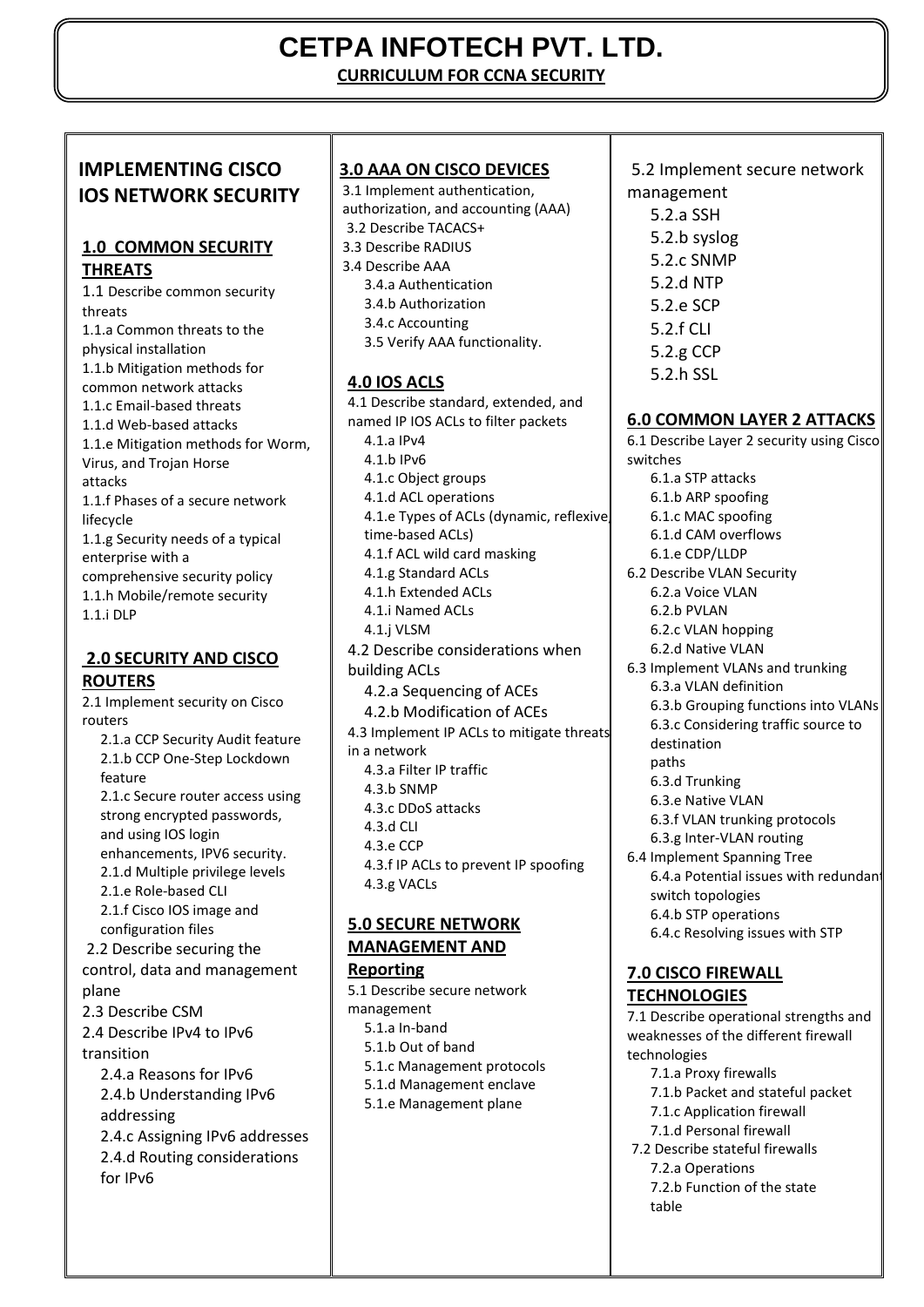# CETPA INFOTECH PVT. LTD.

**CURRICULUM FOR CCNA SECURITY**

## IMPLEMENTING CISCO IOS NETWORK SECURITY

### 1.0 COMMON SECURITY THREATS

1.1 Describe common security threats

1.1.a Common threats to the physical installation

1.1.b Mitigation methods for common network attacks

1.1.c Email-based threats

1.1.d Web-based attacks

1.1.e Mitigation methods for Worm, Virus, and Trojan Horse attacks

1.1.f Phases of a secure network lifecycle

1.1.g Security needs of a typical enterprise with a comprehensive security policy

1.1.h Mobile/remote security

1.1.i DLP

### 2.0 SECURITY AND CISCO ROUTERS

2.1 Implement security on Cisco routers

- 2.1.a CCP Security Audit feature
- 2.1.b CCP One-Step Lockdown feature
- 2.1.c Secure router access using strong encrypted passwords, and using IOS login enhancements, IPV6 security.
- 2.1.d Multiple privilege levels
- 2.1.e Role-based CLI
- 2.1.f Cisco IOS image and configuration files

2.2 Describe securing the control, data and management plane

2.3 Describe CSM

2.4 Describe IPv4 to IPv6 transition

- 2.4.a Reasons for IPv6
- 2.4.b Understanding IPv6 addressing
- 2.4.c Assigning IPv6 addresses
- 2.4.d Routing considerations for IPv6

### 3.0 AAA ON CISCO DEVICES

3.1 Implement authentication, authorization, and accounting (AAA)

3.2 Describe TACACS+

3.3 Describe RADIUS

3.4 Describe AAA

- 3.4.a Authentication
- 3.4.b Authorization
- 3.4.c Accounting
- 3.5 Verify AAA functionality.

### 4.0 IOS ACLS

4.1 Describe standard, extended, and named IP IOS ACLs to filter packets

- 4.1.a IPv4
- 4.1.b IPv6
- 4.1.c Object groups
- 4.1.d ACL operations
- 4.1.e Types of ACLs (dynamic, reflexive, time-based ACLs)
- 4.1.f ACL wild card masking
- 4.1.g Standard ACLs
- 4.1.h Extended ACLs
- 4.1.i Named ACLs
- 4.1.j VLSM

4.2 Describe considerations when building ACLs

- 4.2.a Sequencing of ACEs
- 4.2.b Modification of ACEs

4.3 Implement IP ACLs to mitigate threats in a network

- 4.3.a Filter IP traffic
- 4.3.b SNMP
- 4.3.c DDoS attacks
- 4.3.d CLI
- 4.3.e CCP
- 4.3.f IP ACLs to prevent IP spoofing
- 4.3.g VACLs

### 5.0 SECURE NETWORK MANAGEMENT AND Reporting

5.1 Describe secure network management

- 5.1.a In-band
- 5.1.b Out of band
- 5.1.c Management protocols
- 5.1.d Management enclave
- 5.1.e Management plane

5.2 Implement secure network management

- 5.2.a SSH
- 5.2.b syslog
- 5.2.c SNMP
- 5.2.d NTP
- 5.2.e SCP
- 5.2.f CLI
- 5.2.g CCP
- 5.2.h SSL

### 6.0 COMMON LAYER 2 ATTACKS

6.1 Describe Layer 2 security using Cisco switches

- 6.1.a STP attacks
- 6.1.b ARP spoofing
- 6.1.c MAC spoofing
- 6.1.d CAM overflows
- 6.1.e CDP/LLDP

6.2 Describe VLAN Security

- 6.2.a Voice VLAN
- 6.2.b PVLAN
- 6.2.c VLAN hopping
- 6.2.d Native VLAN

6.3 Implement VLANs and trunking

- 6.3.a VLAN definition
- 6.3.b Grouping functions into VLANs
- 6.3.c Considering traffic source to destination paths
- 6.3.d Trunking
- 6.3.e Native VLAN
- 6.3.f VLAN trunking protocols
- 6.3.g Inter-VLAN routing

6.4 Implement Spanning Tree

- 6.4.a Potential issues with redundant switch topologies
- 6.4.b STP operations
- 6.4.c Resolving issues with STP

### 7.0 CISCO FIREWALL TECHNOLOGIES

7.1 Describe operational strengths and weaknesses of the different firewall technologies

- 7.1.a Proxy firewalls
- 7.1.b Packet and stateful packet
- 7.1.c Application firewall
- 7.1.d Personal firewall

7.2 Describe stateful firewalls

- 7.2.a Operations
- 7.2.b Function of the state table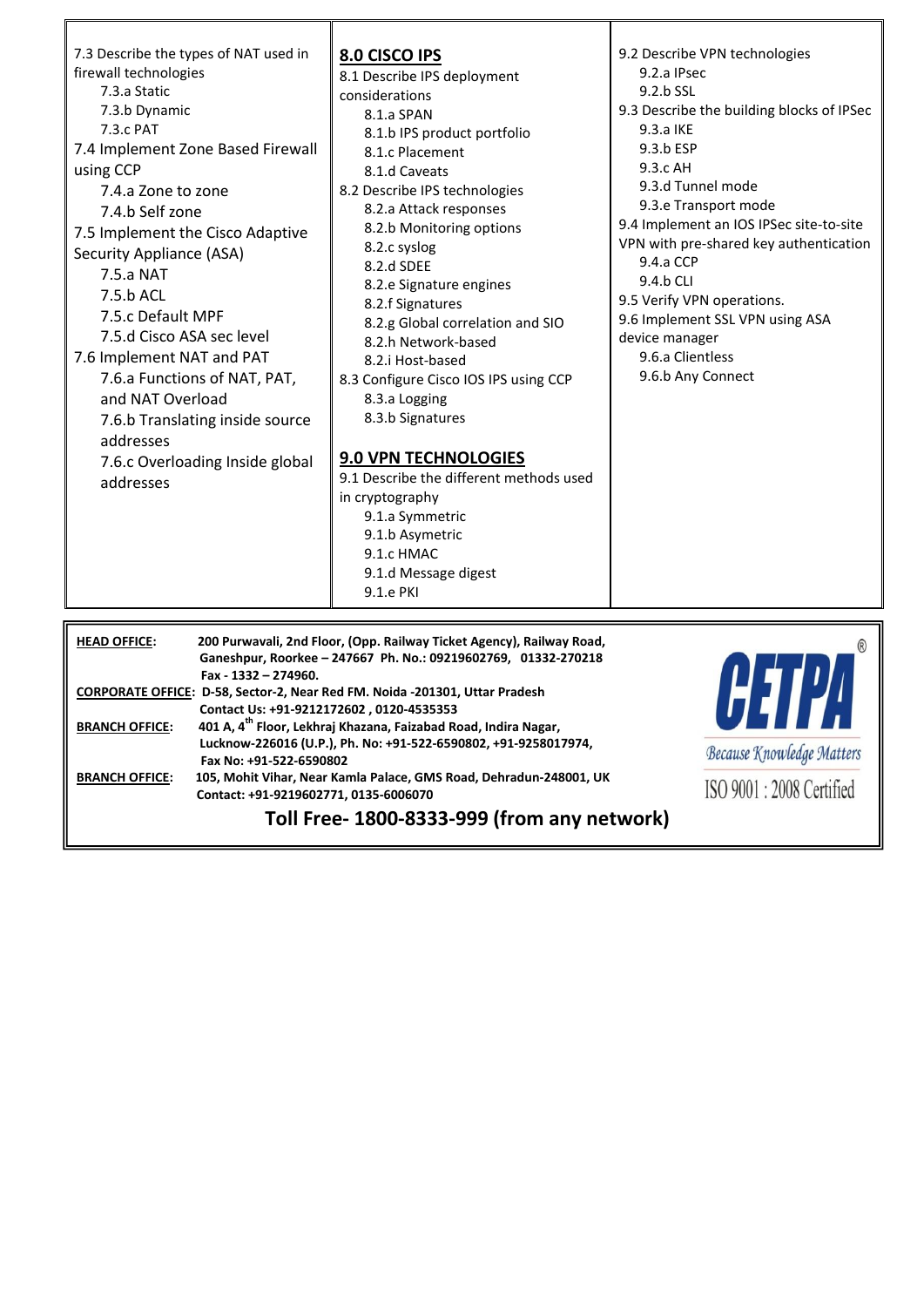7.3 Describe the types of NAT used in firewall technologies

- 7.3.a Static
- 7.3.b Dynamic
- 7.3.c PAT

7.4 Implement Zone Based Firewall using CCP

- 7.4.a Zone to zone
- 7.4.b Self zone

7.5 Implement the Cisco Adaptive Security Appliance (ASA)

- 7.5.a NAT
- 7.5.b ACL
- 7.5.c Default MPF
- 7.5.d Cisco ASA sec level

7.6 Implement NAT and PAT

- 7.6.a Functions of NAT, PAT, and NAT Overload
- 7.6.b Translating inside source addresses
- 7.6.c Overloading Inside global addresses

## 8.0 CISCO IPS

8.1 Describe IPS deployment considerations

- 8.1.a SPAN
- 8.1.b IPS product portfolio
- 8.1.c Placement
- 8.1.d Caveats

8.2 Describe IPS technologies

- 8.2.a Attack responses
- 8.2.b Monitoring options
- 8.2.c syslog
- 8.2.d SDEE
- 8.2.e Signature engines
- 8.2.f Signatures
- 8.2.g Global correlation and SIO
- 8.2.h Network-based
- 8.2.i Host-based

8.3 Configure Cisco IOS IPS using CCP

- 8.3.a Logging
- 8.3.b Signatures

## 9.0 VPN TECHNOLOGIES

9.1 Describe the different methods used in cryptography

- 9.1.a Symmetric
- 9.1.b Asymetric
- 9.1.c HMAC
- 9.1.d Message digest
- 9.1.e PKI

9.2 Describe VPN technologies

- 9.2.a IPsec
- 9.2.b SSL

9.3 Describe the building blocks of IPSec

- 9.3.a IKE
- 9.3.b ESP
- 9.3.c AH
- 9.3.d Tunnel mode
- 9.3.e Transport mode

9.4 Implement an IOS IPSec site-to-site VPN with pre-shared key authentication

- 9.4.a CCP
- 9.4.b CLI

9.5 Verify VPN operations.

9.6 Implement SSL VPN using ASA device manager

- 9.6.a Clientless
- 9.6.b Any Connect

**HEAD OFFICE:** 200 Purwavali, 2nd Floor, (Opp. Railway Ticket Agency), Railway Road, Ganeshpur, Roorkee – 247667 Ph. No.: 09219602769, 01332-270218 Fax - 1332 – 274960.

**CORPORATE OFFICE:** D-58, Sector-2, Near Red FM. Noida -201301, Uttar Pradesh Contact Us: +91-9212172602 , 0120-4535353

**BRANCH OFFICE:** 401 A, 4th Floor, Lekhraj Khazana, Faizabad Road, Indira Nagar, Lucknow-226016 (U.P.), Ph. No: +91-522-6590802, +91-9258017974, Fax No: +91-522-6590802

**BRANCH OFFICE:** 105, Mohit Vihar, Near Kamla Palace, GMS Road, Dehradun-248001, UK Contact: +91-9219602771, 0135-6006070

**Toll Free- 1800-8333-999 (from any network)**

CETPA®

Because Knowledge Matters

ISO 9001 : 2008 Certified